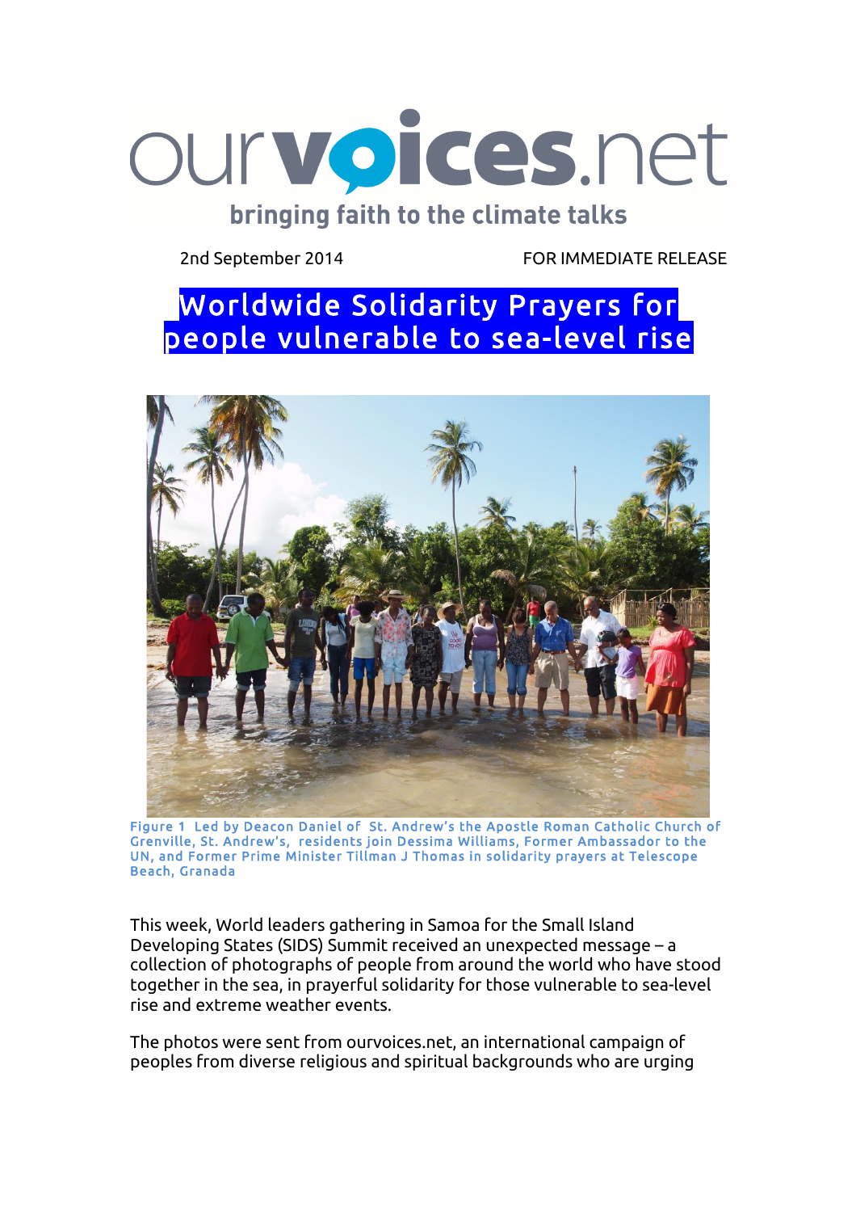ourvoices.net

bringing faith to the climate talks

2nd September 2014 FOR IMMEDIATE RELEASE

# Worldwide Solidarity Prayers for people vulnerable to sea-level rise

Figure 1 Led by Deacon Daniel of St. Andrew's the Apostle Roman Catholic Church of Grenville, St. Andrew's, residents join Dessima Williams, Former Ambassador to the UN, and Former Prime Minister Tillman J Thomas in solidarity prayers at Telescope Beach, Granada

This week, World leaders gathering in Samoa for the Small Island Developing States (SIDS) Summit received an unexpected message – a collection of photographs of people from around the world who have stood together in the sea, in prayerful solidarity for those vulnerable to sea-level rise and extreme weather events.

The photos were sent from ourvoices.net, an international campaign of peoples from diverse religious and spiritual backgrounds who are urging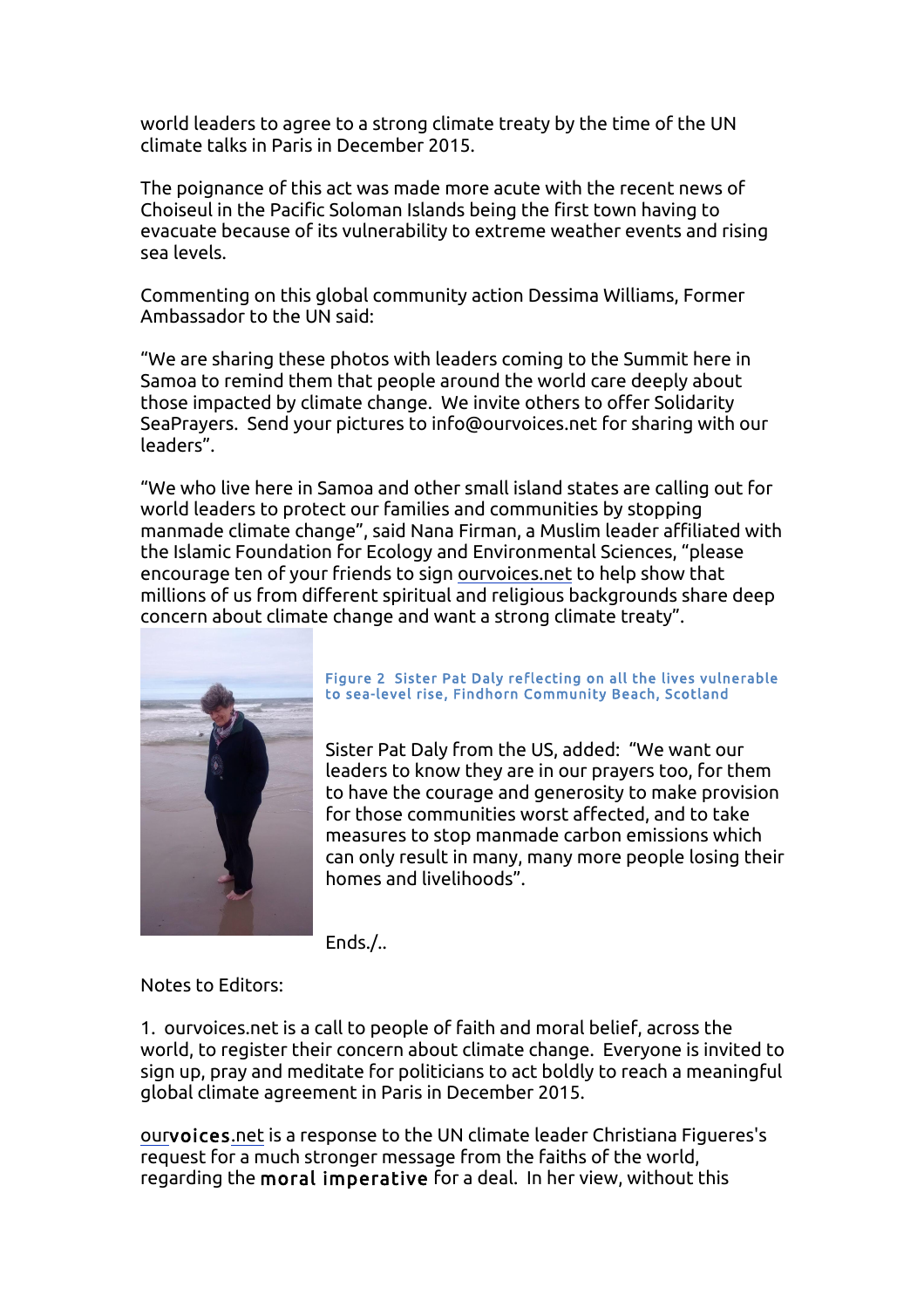world leaders to agree to a strong climate treaty by the time of the UN climate talks in Paris in December 2015.

The poignance of this act was made more acute with the recent news of Choiseul in the Pacific Soloman Islands being the first town having to evacuate because of its vulnerability to extreme weather events and rising sea levels.

Commenting on this global community action Dessima Williams, Former Ambassador to the UN said:

"We are sharing these photos with leaders coming to the Summit here in Samoa to remind them that people around the world care deeply about those impacted by climate change. We invite others to offer Solidarity SeaPrayers. Send your pictures to info@ourvoices.net for sharing with our leaders".

"We who live here in Samoa and other small island states are calling out for world leaders to protect our families and communities by stopping manmade climate change", said Nana Firman, a Muslim leader affiliated with the Islamic Foundation for Ecology and Environmental Sciences, "please encourage ten of your friends to sign ourvoices.net to help show that millions of us from different spiritual and religious backgrounds share deep concern about climate change and want a strong climate treaty".

Figure 2 Sister Pat Daly reflecting on all the lives vulnerable to sea-level rise, Findhorn Community Beach, Scotland

Sister Pat Daly from the US, added: "We want our leaders to know they are in our prayers too, for them to have the courage and generosity to make provision for those communities worst affected, and to take measures to stop manmade carbon emissions which can only result in many, many more people losing their homes and livelihoods".

Ends./..

Notes to Editors:

1. ourvoices.net is a call to people of faith and moral belief, across the world, to register their concern about climate change. Everyone is invited to sign up, pray and meditate for politicians to act boldly to reach a meaningful global climate agreement in Paris in December 2015.

ourvoices.net is a response to the UN climate leader Christiana Figueres's request for a much stronger message from the faiths of the world, regarding the moral imperative for a deal. In her view, without this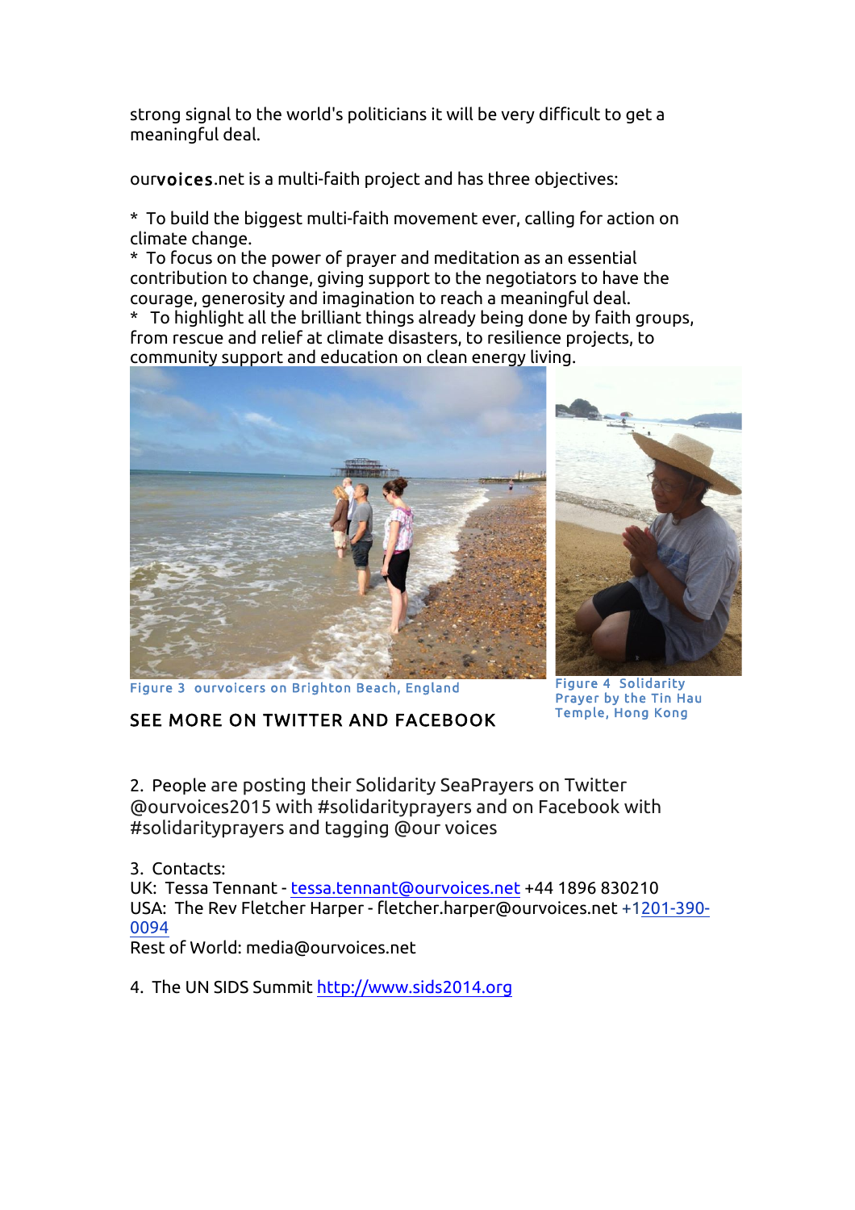strong signal to the world's politicians it will be very difficult to get a meaningful deal.

ourvoices.net is a multi-faith project and has three objectives:

* To build the biggest multi-faith movement ever, calling for action on climate change.
* To focus on the power of prayer and meditation as an essential contribution to change, giving support to the negotiators to have the courage, generosity and imagination to reach a meaningful deal.
* To highlight all the brilliant things already being done by faith groups, from rescue and relief at climate disasters, to resilience projects, to community support and education on clean energy living.

Figure 3 ourvoicers on Brighton Beach, England

Figure 4 Solidarity Prayer by the Tin Hau Temple, Hong Kong

SEE MORE ON TWITTER AND FACEBOOK

2. People are posting their Solidarity SeaPrayers on Twitter @ourvoices2015 with #solidarityprayers and on Facebook with #solidarityprayers and tagging @our voices

3. Contacts:
UK: Tessa Tennant - tessa.tennant@ourvoices.net +44 1896 830210
USA: The Rev Fletcher Harper - fletcher.harper@ourvoices.net +1201-390-0094
Rest of World: media@ourvoices.net

4. The UN SIDS Summit http://www.sids2014.org